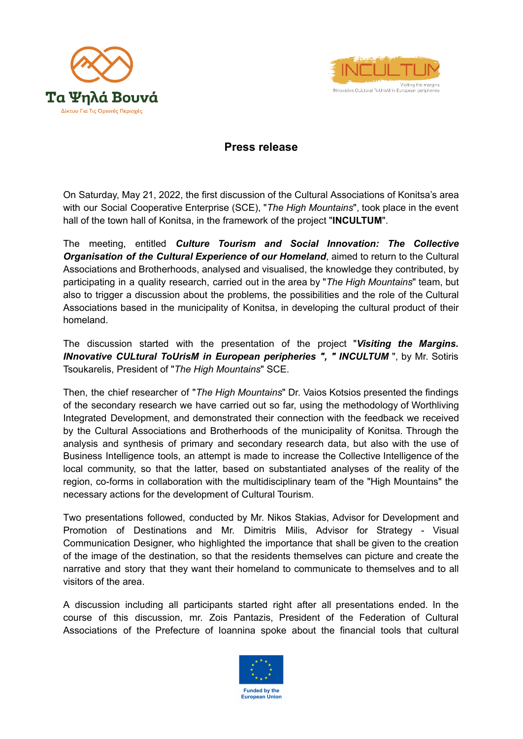Τα Ψηλά Βουνά

Δίκτυο Για Τις Ορεινές Περιοχές

INCULTUM

Visiting the margins

INnovative CULtural TouRisM in European peripheries

## Press release

On Saturday, May 21, 2022, the first discussion of the Cultural Associations of Konitsa's area with our Social Cooperative Enterprise (SCE), "*The High Mountains*", took place in the event hall of the town hall of Konitsa, in the framework of the project "**INCULTUM**".

The meeting, entitled ***Culture Tourism and Social Innovation: The Collective Organisation of the Cultural Experience of our Homeland***, aimed to return to the Cultural Associations and Brotherhoods, analysed and visualised, the knowledge they contributed, by participating in a quality research, carried out in the area by "*The High Mountains*" team, but also to trigger a discussion about the problems, the possibilities and the role of the Cultural Associations based in the municipality of Konitsa, in developing the cultural product of their homeland.

The discussion started with the presentation of the project "***Visiting the Margins. INnovative CULtural ToUrisM in European peripheries ", " INCULTUM*** ", by Mr. Sotiris Tsoukarelis, President of "*The High Mountains*" SCE.

Then, the chief researcher of "*The High Mountains*" Dr. Vaios Kotsios presented the findings of the secondary research we have carried out so far, using the methodology of Worthliving Integrated Development, and demonstrated their connection with the feedback we received by the Cultural Associations and Brotherhoods of the municipality of Konitsa. Through the analysis and synthesis of primary and secondary research data, but also with the use of Business Intelligence tools, an attempt is made to increase the Collective Intelligence of the local community, so that the latter, based on substantiated analyses of the reality of the region, co-forms in collaboration with the multidisciplinary team of the "High Mountains" the necessary actions for the development of Cultural Tourism.

Two presentations followed, conducted by Mr. Nikos Stakias, Advisor for Development and Promotion of Destinations and Mr. Dimitris Milis, Advisor for Strategy - Visual Communication Designer, who highlighted the importance that shall be given to the creation of the image of the destination, so that the residents themselves can picture and create the narrative and story that they want their homeland to communicate to themselves and to all visitors of the area.

A discussion including all participants started right after all presentations ended. In the course of this discussion, mr. Zois Pantazis, President of the Federation of Cultural Associations of the Prefecture of Ioannina spoke about the financial tools that cultural

Funded by the European Union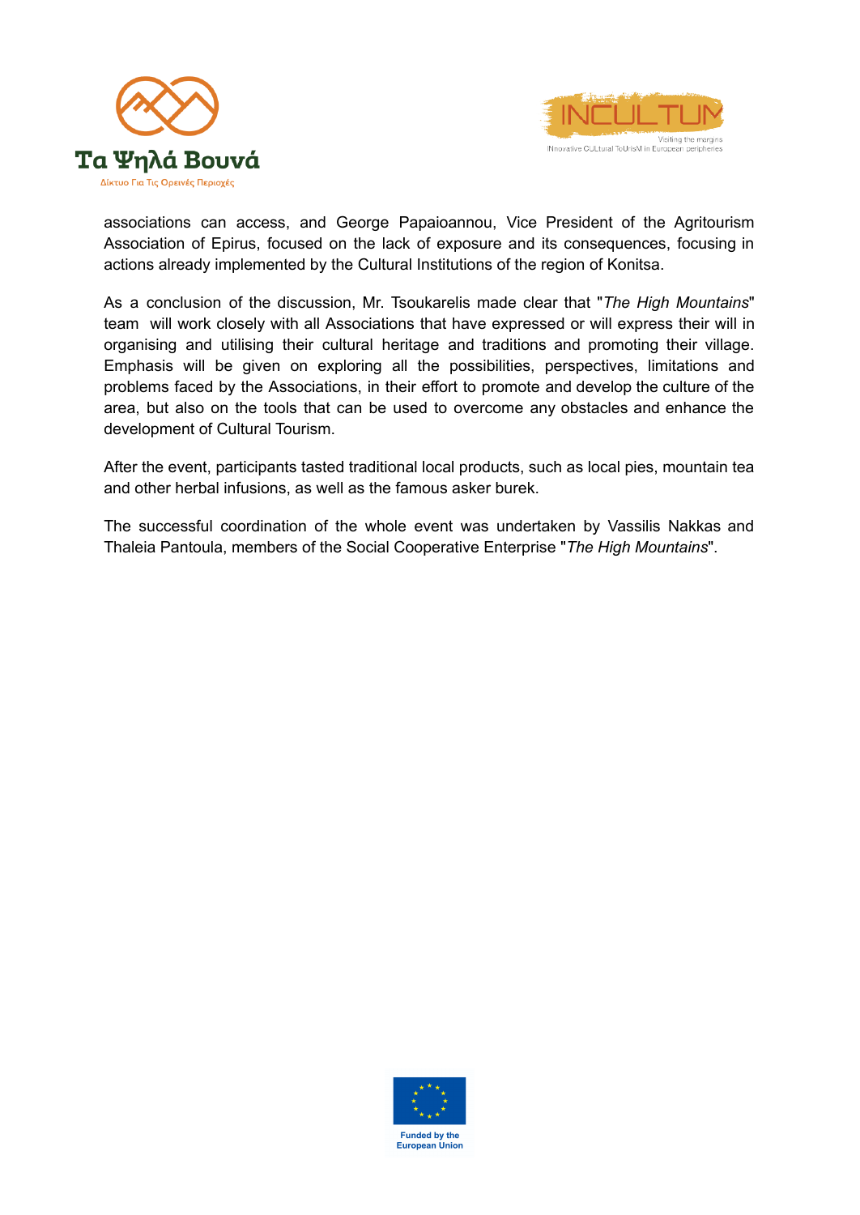associations can access, and George Papaioannou, Vice President of the Agritourism Association of Epirus, focused on the lack of exposure and its consequences, focusing in actions already implemented by the Cultural Institutions of the region of Konitsa.

As a conclusion of the discussion, Mr. Tsoukarelis made clear that "*The High Mountains*" team will work closely with all Associations that have expressed or will express their will in organising and utilising their cultural heritage and traditions and promoting their village. Emphasis will be given on exploring all the possibilities, perspectives, limitations and problems faced by the Associations, in their effort to promote and develop the culture of the area, but also on the tools that can be used to overcome any obstacles and enhance the development of Cultural Tourism.

After the event, participants tasted traditional local products, such as local pies, mountain tea and other herbal infusions, as well as the famous asker burek.

The successful coordination of the whole event was undertaken by Vassilis Nakkas and Thaleia Pantoula, members of the Social Cooperative Enterprise "*The High Mountains*".